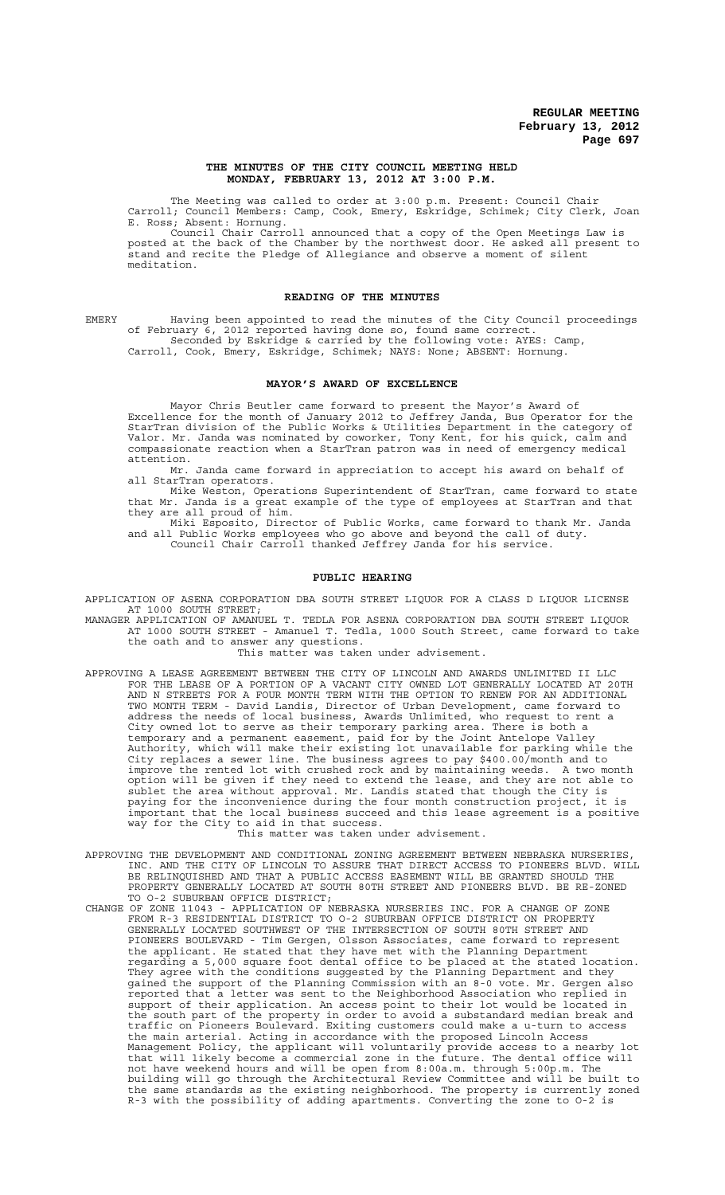# THE MINUTES OF THE CITY COUNCIL MEETING HELD MONDAY, FEBRUARY 13, 2012 AT 3:00 P.M.

The Meeting was called to order at 3:00 p.m. Present: Council Chair Carroll; Council Members: Camp, Cook, Emery, Eskridge, Schimek; City Clerk, Joan E. Ross; Absent: Hornung.

Council Chair Carroll announced that a copy of the Open Meetings Law is posted at the back of the Chamber by the northwest door. He asked all present to stand and recite the Pledge of Allegiance and observe a moment of silent meditation.

## READING OF THE MINUTES

EMERY Having been appointed to read the minutes of the City Council proceedings of February 6, 2012 reported having done so, found same correct.

Seconded by Eskridge & carried by the following vote: AYES: Camp, Carroll, Cook, Emery, Eskridge, Schimek; NAYS: None; ABSENT: Hornung.

## MAYOR'S AWARD OF EXCELLENCE

Mayor Chris Beutler came forward to present the Mayor's Award of Excellence for the month of January 2012 to Jeffrey Janda, Bus Operator for the StarTran division of the Public Works & Utilities Department in the category of Valor. Mr. Janda was nominated by coworker, Tony Kent, for his quick, calm and compassionate reaction when a StarTran patron was in need of emergency medical attention.

Mr. Janda came forward in appreciation to accept his award on behalf of all StarTran operators.

Mike Weston, Operations Superintendent of StarTran, came forward to state that Mr. Janda is a great example of the type of employees at StarTran and that they are all proud of him.

Miki Esposito, Director of Public Works, came forward to thank Mr. Janda and all Public Works employees who go above and beyond the call of duty.

Council Chair Carroll thanked Jeffrey Janda for his service.

## PUBLIC HEARING

APPLICATION OF ASENA CORPORATION DBA SOUTH STREET LIQUOR FOR A CLASS D LIQUOR LICENSE AT 1000 SOUTH STREET;

MANAGER APPLICATION OF AMANUEL T. TEDLA FOR ASENA CORPORATION DBA SOUTH STREET LIQUOR AT 1000 SOUTH STREET - Amanuel T. Tedla, 1000 South Street, came forward to take the oath and to answer any questions.

This matter was taken under advisement.

APPROVING A LEASE AGREEMENT BETWEEN THE CITY OF LINCOLN AND AWARDS UNLIMITED II LLC FOR THE LEASE OF A PORTION OF A VACANT CITY OWNED LOT GENERALLY LOCATED AT 20TH AND N STREETS FOR A FOUR MONTH TERM WITH THE OPTION TO RENEW FOR AN ADDITIONAL TWO MONTH TERM - David Landis, Director of Urban Development, came forward to address the needs of local business, Awards Unlimited, who request to rent a City owned lot to serve as their temporary parking area. There is both a temporary and a permanent easement, paid for by the Joint Antelope Valley Authority, which will make their existing lot unavailable for parking while the City replaces a sewer line. The business agrees to pay $400.00/month and to improve the rented lot with crushed rock and by maintaining weeds. A two month option will be given if they need to extend the lease, and they are not able to sublet the area without approval. Mr. Landis stated that though the City is paying for the inconvenience during the four month construction project, it is important that the local business succeed and this lease agreement is a positive way for the City to aid in that success.

This matter was taken under advisement.

APPROVING THE DEVELOPMENT AND CONDITIONAL ZONING AGREEMENT BETWEEN NEBRASKA NURSERIES, INC. AND THE CITY OF LINCOLN TO ASSURE THAT DIRECT ACCESS TO PIONEERS BLVD. WILL BE RELINQUISHED AND THAT A PUBLIC ACCESS EASEMENT WILL BE GRANTED SHOULD THE PROPERTY GENERALLY LOCATED AT SOUTH 80TH STREET AND PIONEERS BLVD. BE RE-ZONED TO O-2 SUBURBAN OFFICE DISTRICT;

CHANGE OF ZONE 11043 - APPLICATION OF NEBRASKA NURSERIES INC. FOR A CHANGE OF ZONE FROM R-3 RESIDENTIAL DISTRICT TO O-2 SUBURBAN OFFICE DISTRICT ON PROPERTY GENERALLY LOCATED SOUTHWEST OF THE INTERSECTION OF SOUTH 80TH STREET AND PIONEERS BOULEVARD - Tim Gergen, Olsson Associates, came forward to represent the applicant. He stated that they have met with the Planning Department regarding a 5,000 square foot dental office to be placed at the stated location. They agree with the conditions suggested by the Planning Department and they gained the support of the Planning Commission with an 8-0 vote. Mr. Gergen also reported that a letter was sent to the Neighborhood Association who replied in support of their application. An access point to their lot would be located in the south part of the property in order to avoid a substandard median break and traffic on Pioneers Boulevard. Exiting customers could make a u-turn to access the main arterial. Acting in accordance with the proposed Lincoln Access Management Policy, the applicant will voluntarily provide access to a nearby lot that will likely become a commercial zone in the future. The dental office will not have weekend hours and will be open from 8:00a.m. through 5:00p.m. The building will go through the Architectural Review Committee and will be built to the same standards as the existing neighborhood. The property is currently zoned R-3 with the possibility of adding apartments. Converting the zone to O-2 is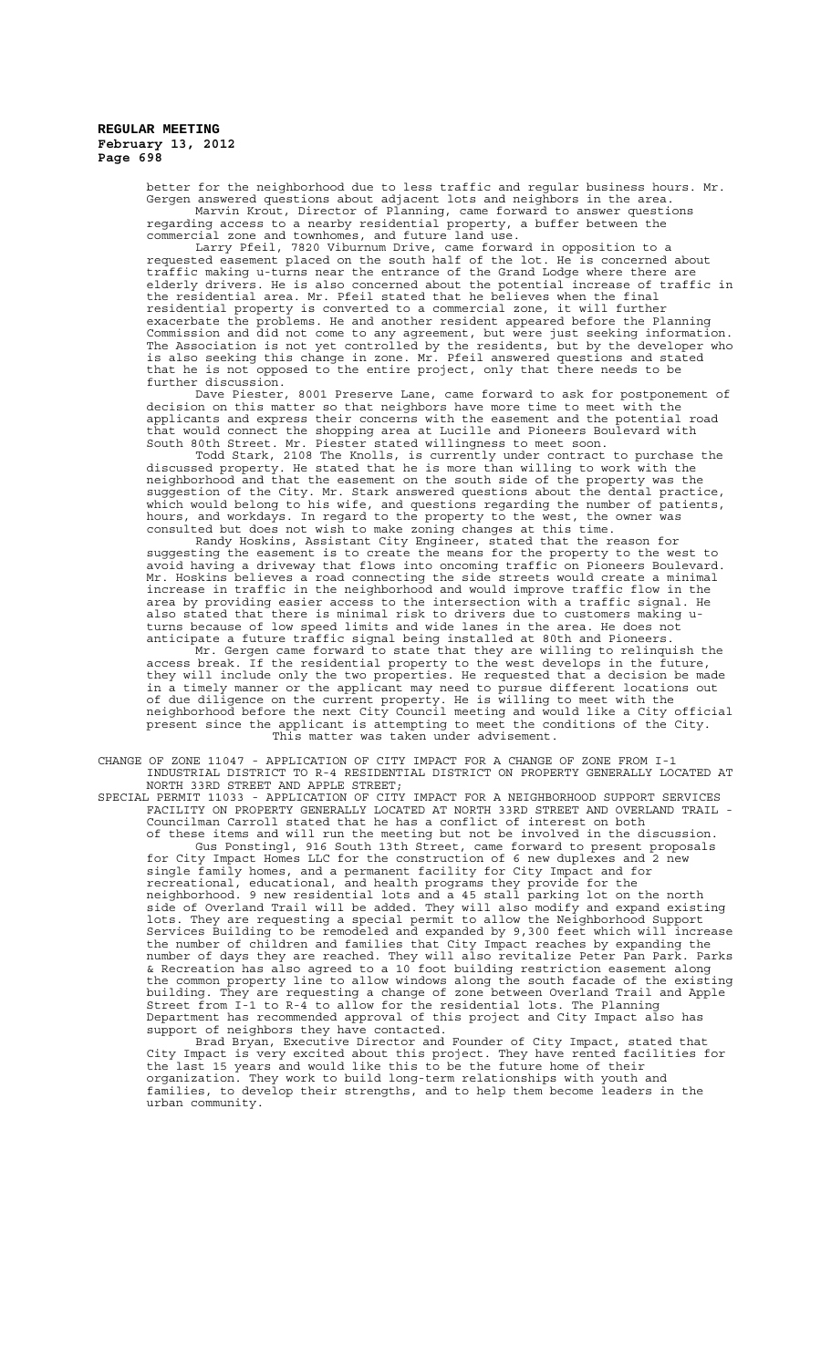better for the neighborhood due to less traffic and regular business hours. Mr. Gergen answered questions about adjacent lots and neighbors in the area.

Marvin Krout, Director of Planning, came forward to answer questions regarding access to a nearby residential property, a buffer between the commercial zone and townhomes, and future land use.

Larry Pfeil, 7820 Viburnum Drive, came forward in opposition to a requested easement placed on the south half of the lot. He is concerned about traffic making u-turns near the entrance of the Grand Lodge where there are elderly drivers. He is also concerned about the potential increase of traffic in the residential area. Mr. Pfeil stated that he believes when the final residential property is converted to a commercial zone, it will further exacerbate the problems. He and another resident appeared before the Planning Commission and did not come to any agreement, but were just seeking information. The Association is not yet controlled by the residents, but by the developer who is also seeking this change in zone. Mr. Pfeil answered questions and stated that he is not opposed to the entire project, only that there needs to be further discussion.

Dave Piester, 8001 Preserve Lane, came forward to ask for postponement of decision on this matter so that neighbors have more time to meet with the applicants and express their concerns with the easement and the potential road that would connect the shopping area at Lucille and Pioneers Boulevard with South 80th Street. Mr. Piester stated willingness to meet soon.

Todd Stark, 2108 The Knolls, is currently under contract to purchase the discussed property. He stated that he is more than willing to work with the neighborhood and that the easement on the south side of the property was the suggestion of the City. Mr. Stark answered questions about the dental practice, which would belong to his wife, and questions regarding the number of patients, hours, and workdays. In regard to the property to the west, the owner was consulted but does not wish to make zoning changes at this time.

Randy Hoskins, Assistant City Engineer, stated that the reason for suggesting the easement is to create the means for the property to the west to avoid having a driveway that flows into oncoming traffic on Pioneers Boulevard. Mr. Hoskins believes a road connecting the side streets would create a minimal increase in traffic in the neighborhood and would improve traffic flow in the area by providing easier access to the intersection with a traffic signal. He also stated that there is minimal risk to drivers due to customers making u-turns because of low speed limits and wide lanes in the area. He does not anticipate a future traffic signal being installed at 80th and Pioneers.

Mr. Gergen came forward to state that they are willing to relinquish the access break. If the residential property to the west develops in the future, they will include only the two properties. He requested that a decision be made in a timely manner or the applicant may need to pursue different locations out of due diligence on the current property. He is willing to meet with the neighborhood before the next City Council meeting and would like a City official present since the applicant is attempting to meet the conditions of the City.

This matter was taken under advisement.

CHANGE OF ZONE 11047 - APPLICATION OF CITY IMPACT FOR A CHANGE OF ZONE FROM I-1 INDUSTRIAL DISTRICT TO R-4 RESIDENTIAL DISTRICT ON PROPERTY GENERALLY LOCATED AT NORTH 33RD STREET AND APPLE STREET;

SPECIAL PERMIT 11033 - APPLICATION OF CITY IMPACT FOR A NEIGHBORHOOD SUPPORT SERVICES FACILITY ON PROPERTY GENERALLY LOCATED AT NORTH 33RD STREET AND OVERLAND TRAIL - Councilman Carroll stated that he has a conflict of interest on both of these items and will run the meeting but not be involved in the discussion.

Gus Ponstingl, 916 South 13th Street, came forward to present proposals for City Impact Homes LLC for the construction of 6 new duplexes and 2 new single family homes, and a permanent facility for City Impact and for recreational, educational, and health programs they provide for the neighborhood. 9 new residential lots and a 45 stall parking lot on the north side of Overland Trail will be added. They will also modify and expand existing lots. They are requesting a special permit to allow the Neighborhood Support Services Building to be remodeled and expanded by 9,300 feet which will increase the number of children and families that City Impact reaches by expanding the number of days they are reached. They will also revitalize Peter Pan Park. Parks & Recreation has also agreed to a 10 foot building restriction easement along the common property line to allow windows along the south facade of the existing building. They are requesting a change of zone between Overland Trail and Apple Street from I-1 to R-4 to allow for the residential lots. The Planning Department has recommended approval of this project and City Impact also has support of neighbors they have contacted.

Brad Bryan, Executive Director and Founder of City Impact, stated that City Impact is very excited about this project. They have rented facilities for the last 15 years and would like this to be the future home of their organization. They work to build long-term relationships with youth and families, to develop their strengths, and to help them become leaders in the urban community.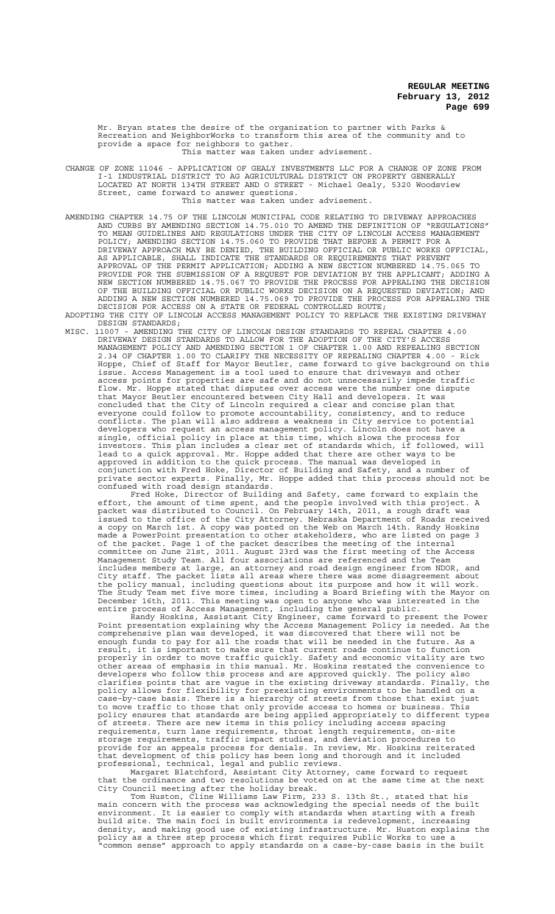Mr. Bryan states the desire of the organization to partner with Parks & Recreation and NeighborWorks to transform this area of the community and to provide a space for neighbors to gather.

This matter was taken under advisement.

CHANGE OF ZONE 11046 - APPLICATION OF GEALY INVESTMENTS LLC FOR A CHANGE OF ZONE FROM I-1 INDUSTRIAL DISTRICT TO AG AGRICULTURAL DISTRICT ON PROPERTY GENERALLY LOCATED AT NORTH 134TH STREET AND O STREET - Michael Gealy, 5320 Woodsview Street, came forward to answer questions.

This matter was taken under advisement.

AMENDING CHAPTER 14.75 OF THE LINCOLN MUNICIPAL CODE RELATING TO DRIVEWAY APPROACHES AND CURBS BY AMENDING SECTION 14.75.010 TO AMEND THE DEFINITION OF "REGULATIONS" TO MEAN GUIDELINES AND REGULATIONS UNDER THE CITY OF LINCOLN ACCESS MANAGEMENT POLICY; AMENDING SECTION 14.75.060 TO PROVIDE THAT BEFORE A PERMIT FOR A DRIVEWAY APPROACH MAY BE DENIED, THE BUILDING OFFICIAL OR PUBLIC WORKS OFFICIAL, AS APPLICABLE, SHALL INDICATE THE STANDARDS OR REQUIREMENTS THAT PREVENT APPROVAL OF THE PERMIT APPLICATION; ADDING A NEW SECTION NUMBERED 14.75.065 TO PROVIDE FOR THE SUBMISSION OF A REQUEST FOR DEVIATION BY THE APPLICANT; ADDING A NEW SECTION NUMBERED 14.75.067 TO PROVIDE THE PROCESS FOR APPEALING THE DECISION OF THE BUILDING OFFICIAL OR PUBLIC WORKS DECISION ON A REQUESTED DEVIATION; AND ADDING A NEW SECTION NUMBERED 14.75.069 TO PROVIDE THE PROCESS FOR APPEALING THE DECISION FOR ACCESS ON A STATE OR FEDERAL CONTROLLED ROUTE;

ADOPTING THE CITY OF LINCOLN ACCESS MANAGEMENT POLICY TO REPLACE THE EXISTING DRIVEWAY DESIGN STANDARDS;

MISC. 11007 - AMENDING THE CITY OF LINCOLN DESIGN STANDARDS TO REPEAL CHAPTER 4.00 DRIVEWAY DESIGN STANDARDS TO ALLOW FOR THE ADOPTION OF THE CITY'S ACCESS MANAGEMENT POLICY AND AMENDING SECTION 1 OF CHAPTER 1.00 AND REPEALING SECTION 2.34 OF CHAPTER 1.00 TO CLARIFY THE NECESSITY OF REPEALING CHAPTER 4.00 - Rick Hoppe, Chief of Staff for Mayor Beutler, came forward to give background on this issue. Access Management is a tool used to ensure that driveways and other access points for properties are safe and do not unnecessarily impede traffic flow. Mr. Hoppe stated that disputes over access were the number one dispute that Mayor Beutler encountered between City Hall and developers. It was concluded that the City of Lincoln required a clear and concise plan that everyone could follow to promote accountability, consistency, and to reduce conflicts. The plan will also address a weakness in City service to potential developers who request an access management policy. Lincoln does not have a single, official policy in place at this time, which slows the process for investors. This plan includes a clear set of standards which, if followed, will lead to a quick approval. Mr. Hoppe added that there are other ways to be approved in addition to the quick process. The manual was developed in conjunction with Fred Hoke, Director of Building and Safety, and a number of private sector experts. Finally, Mr. Hoppe added that this process should not be confused with road design standards.

Fred Hoke, Director of Building and Safety, came forward to explain the effort, the amount of time spent, and the people involved with this project. A packet was distributed to Council. On February 14th, 2011, a rough draft was issued to the office of the City Attorney. Nebraska Department of Roads received a copy on March 1st. A copy was posted on the Web on March 14th. Randy Hoskins made a PowerPoint presentation to other stakeholders, who are listed on page 3 of the packet. Page 1 of the packet describes the meeting of the internal committee on June 21st, 2011. August 23rd was the first meeting of the Access Management Study Team. All four associations are referenced and the Team includes members at large, an attorney and road design engineer from NDOR, and City staff. The packet lists all areas where there was some disagreement about the policy manual, including questions about its purpose and how it will work. The Study Team met five more times, including a Board Briefing with the Mayor on December 16th, 2011. This meeting was open to anyone who was interested in the entire process of Access Management, including the general public.

Randy Hoskins, Assistant City Engineer, came forward to present the Power Point presentation explaining why the Access Management Policy is needed. As the comprehensive plan was developed, it was discovered that there will not be enough funds to pay for all the roads that will be needed in the future. As a result, it is important to make sure that current roads continue to function properly in order to move traffic quickly. Safety and economic vitality are two other areas of emphasis in this manual. Mr. Hoskins restated the convenience to developers who follow this process and are approved quickly. The policy also clarifies points that are vague in the existing driveway standards. Finally, the policy allows for flexibility for preexisting environments to be handled on a case-by-case basis. There is a hierarchy of streets from those that exist just to move traffic to those that only provide access to homes or business. This policy ensures that standards are being applied appropriately to different types of streets. There are new items in this policy including access spacing requirements, turn lane requirements, throat length requirements, on-site storage requirements, traffic impact studies, and deviation procedures to provide for an appeals process for denials. In review, Mr. Hoskins reiterated that development of this policy has been long and thorough and it included professional, technical, legal and public reviews.

Margaret Blatchford, Assistant City Attorney, came forward to request that the ordinance and two resolutions be voted on at the same time at the next City Council meeting after the holiday break.

Tom Huston, Cline Williams Law Firm, 233 S. 13th St., stated that his main concern with the process was acknowledging the special needs of the built environment. It is easier to comply with standards when starting with a fresh build site. The main foci in built environments is redevelopment, increasing density, and making good use of existing infrastructure. Mr. Huston explains the policy as a three step process which first requires Public Works to use a "common sense" approach to apply standards on a case-by-case basis in the built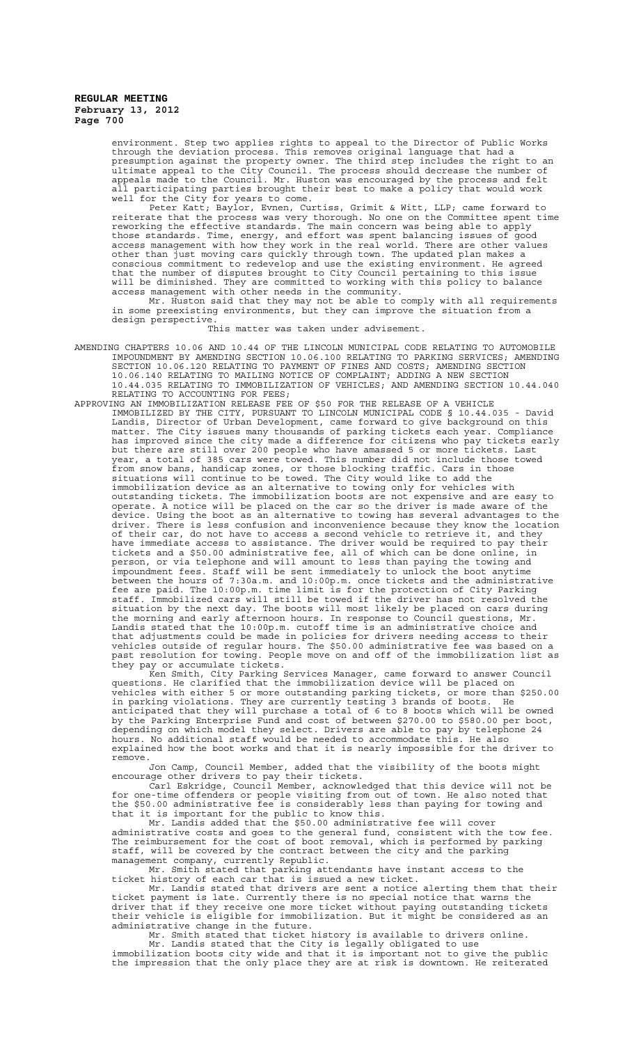environment. Step two applies rights to appeal to the Director of Public Works through the deviation process. This removes original language that had a presumption against the property owner. The third step includes the right to an ultimate appeal to the City Council. The process should decrease the number of appeals made to the Council. Mr. Huston was encouraged by the process and felt all participating parties brought their best to make a policy that would work well for the City for years to come.

Peter Katt; Baylor, Evnen, Curtiss, Grimit & Witt, LLP; came forward to reiterate that the process was very thorough. No one on the Committee spent time reworking the effective standards. The main concern was being able to apply those standards. Time, energy, and effort was spent balancing issues of good access management with how they work in the real world. There are other values other than just moving cars quickly through town. The updated plan makes a conscious commitment to redevelop and use the existing environment. He agreed that the number of disputes brought to City Council pertaining to this issue will be diminished. They are committed to working with this policy to balance access management with other needs in the community.

Mr. Huston said that they may not be able to comply with all requirements in some preexisting environments, but they can improve the situation from a design perspective.

This matter was taken under advisement.

AMENDING CHAPTERS 10.06 AND 10.44 OF THE LINCOLN MUNICIPAL CODE RELATING TO AUTOMOBILE IMPOUNDMENT BY AMENDING SECTION 10.06.100 RELATING TO PARKING SERVICES; AMENDING SECTION 10.06.120 RELATING TO PAYMENT OF FINES AND COSTS; AMENDING SECTION 10.06.140 RELATING TO MAILING NOTICE OF COMPLAINT; ADDING A NEW SECTION 10.44.035 RELATING TO IMMOBILIZATION OF VEHICLES; AND AMENDING SECTION 10.44.040 RELATING TO ACCOUNTING FOR FEES;

APPROVING AN IMMOBILIZATION RELEASE FEE OF $50 FOR THE RELEASE OF A VEHICLE IMMOBILIZED BY THE CITY, PURSUANT TO LINCOLN MUNICIPAL CODE § 10.44.035 - David Landis, Director of Urban Development, came forward to give background on this matter. The City issues many thousands of parking tickets each year. Compliance has improved since the city made a difference for citizens who pay tickets early but there are still over 200 people who have amassed 5 or more tickets. Last year, a total of 385 cars were towed. This number did not include those towed from snow bans, handicap zones, or those blocking traffic. Cars in those situations will continue to be towed. The City would like to add the immobilization device as an alternative to towing only for vehicles with outstanding tickets. The immobilization boots are not expensive and are easy to operate. A notice will be placed on the car so the driver is made aware of the device. Using the boot as an alternative to towing has several advantages to the driver. There is less confusion and inconvenience because they know the location of their car, do not have to access a second vehicle to retrieve it, and they have immediate access to assistance. The driver would be required to pay their tickets and a $50.00 administrative fee, all of which can be done online, in person, or via telephone and will amount to less than paying the towing and impoundment fees. Staff will be sent immediately to unlock the boot anytime between the hours of 7:30a.m. and 10:00p.m. once tickets and the administrative fee are paid. The 10:00p.m. time limit is for the protection of City Parking staff. Immobilized cars will still be towed if the driver has not resolved the situation by the next day. The boots will most likely be placed on cars during the morning and early afternoon hours. In response to Council questions, Mr. Landis stated that the 10:00p.m. cutoff time is an administrative choice and that adjustments could be made in policies for drivers needing access to their vehicles outside of regular hours. The $50.00 administrative fee was based on a past resolution for towing. People move on and off of the immobilization list as they pay or accumulate tickets.

Ken Smith, City Parking Services Manager, came forward to answer Council questions. He clarified that the immobilization device will be placed on vehicles with either 5 or more outstanding parking tickets, or more than $250.00 in parking violations. They are currently testing 3 brands of boots. He anticipated that they will purchase a total of 6 to 8 boots which will be owned by the Parking Enterprise Fund and cost of between $270.00 to $580.00 per boot, depending on which model they select. Drivers are able to pay by telephone 24 hours. No additional staff would be needed to accommodate this. He also explained how the boot works and that it is nearly impossible for the driver to remove.

Jon Camp, Council Member, added that the visibility of the boots might encourage other drivers to pay their tickets.

Carl Eskridge, Council Member, acknowledged that this device will not be for one-time offenders or people visiting from out of town. He also noted that the $50.00 administrative fee is considerably less than paying for towing and that it is important for the public to know this.

Mr. Landis added that the $50.00 administrative fee will cover administrative costs and goes to the general fund, consistent with the tow fee. The reimbursement for the cost of boot removal, which is performed by parking staff, will be covered by the contract between the city and the parking management company, currently Republic.

Mr. Smith stated that parking attendants have instant access to the ticket history of each car that is issued a new ticket.

Mr. Landis stated that drivers are sent a notice alerting them that their ticket payment is late. Currently there is no special notice that warns the driver that if they receive one more ticket without paying outstanding tickets their vehicle is eligible for immobilization. But it might be considered as an administrative change in the future.

Mr. Smith stated that ticket history is available to drivers online.

Mr. Landis stated that the City is legally obligated to use immobilization boots city wide and that it is important not to give the public the impression that the only place they are at risk is downtown. He reiterated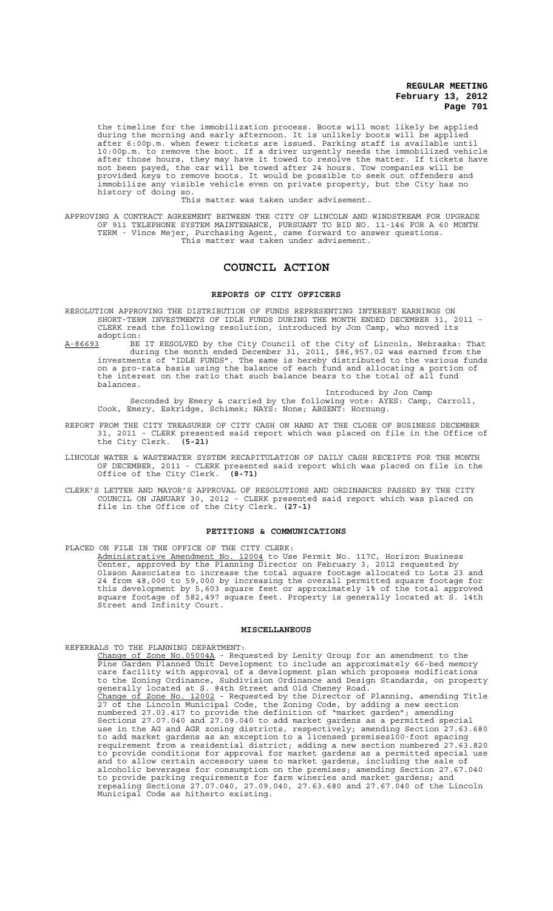the timeline for the immobilization process. Boots will most likely be applied during the morning and early afternoon. It is unlikely boots will be applied after 6:00p.m. when fewer tickets are issued. Parking staff is available until 10:00p.m. to remove the boot. If a driver urgently needs the immobilized vehicle after those hours, they may have it towed to resolve the matter. If tickets have not been payed, the car will be towed after 24 hours. Tow companies will be provided keys to remove boots. It would be possible to seek out offenders and immobilize any visible vehicle even on private property, but the City has no history of doing so.

This matter was taken under advisement.

APPROVING A CONTRACT AGREEMENT BETWEEN THE CITY OF LINCOLN AND WINDSTREAM FOR UPGRADE OF 911 TELEPHONE SYSTEM MAINTENANCE, PURSUANT TO BID NO. 11-146 FOR A 60 MONTH TERM - Vince Mejer, Purchasing Agent, came forward to answer questions.

This matter was taken under advisement.

# COUNCIL ACTION

## REPORTS OF CITY OFFICERS

RESOLUTION APPROVING THE DISTRIBUTION OF FUNDS REPRESENTING INTEREST EARNINGS ON SHORT-TERM INVESTMENTS OF IDLE FUNDS DURING THE MONTH ENDED DECEMBER 31, 2011 - CLERK read the following resolution, introduced by Jon Camp, who moved its adoption:

A-86693 BE IT RESOLVED by the City Council of the City of Lincoln, Nebraska: That during the month ended December 31, 2011, $86,957.02 was earned from the investments of "IDLE FUNDS". The same is hereby distributed to the various funds on a pro-rata basis using the balance of each fund and allocating a portion of the interest on the ratio that such balance bears to the total of all fund balances.

Introduced by Jon Camp

Seconded by Emery & carried by the following vote: AYES: Camp, Carroll, Cook, Emery, Eskridge, Schimek; NAYS: None; ABSENT: Hornung.

REPORT FROM THE CITY TREASURER OF CITY CASH ON HAND AT THE CLOSE OF BUSINESS DECEMBER 31, 2011 - CLERK presented said report which was placed on file in the Office of the City Clerk. **(5-21)**

LINCOLN WATER & WASTEWATER SYSTEM RECAPITULATION OF DAILY CASH RECEIPTS FOR THE MONTH OF DECEMBER, 2011 - CLERK presented said report which was placed on file in the Office of the City Clerk. **(8-71)**

CLERK'S LETTER AND MAYOR'S APPROVAL OF RESOLUTIONS AND ORDINANCES PASSED BY THE CITY COUNCIL ON JANUARY 30, 2012 - CLERK presented said report which was placed on file in the Office of the City Clerk. **(27-1)**

## PETITIONS & COMMUNICATIONS

PLACED ON FILE IN THE OFFICE OF THE CITY CLERK:

Administrative Amendment No. 12004 to Use Permit No. 117C, Horizon Business Center, approved by the Planning Director on February 3, 2012 requested by Olsson Associates to increase the total square footage allocated to Lots 23 and 24 from 48,000 to 59,000 by increasing the overall permitted square footage for this development by 5,603 square feet or approximately 1% of the total approved square footage of 582,497 square feet. Property is generally located at S. 14th Street and Infinity Court.

## MISCELLANEOUS

REFERRALS TO THE PLANNING DEPARTMENT:

Change of Zone No.05004A - Requested by Lenity Group for an amendment to the Pine Garden Planned Unit Development to include an approximately 66-bed memory care facility with approval of a development plan which proposes modifications to the Zoning Ordinance, Subdivision Ordinance and Design Standards, on property generally located at S. 84th Street and Old Cheney Road.

Change of Zone No. 12002 - Requested by the Director of Planning, amending Title 27 of the Lincoln Municipal Code, the Zoning Code, by adding a new section numbered 27.03.417 to provide the definition of "market garden"; amending Sections 27.07.040 and 27.09.040 to add market gardens as a permitted special use in the AG and AGR zoning districts, respectively; amending Section 27.63.680 to add market gardens as an exception to a licensed premises100-foot spacing requirement from a residential district; adding a new section numbered 27.63.820 to provide conditions for approval for market gardens as a permitted special use and to allow certain accessory uses to market gardens, including the sale of alcoholic beverages for consumption on the premises; amending Section 27.67.040 to provide parking requirements for farm wineries and market gardens; and repealing Sections 27.07.040, 27.09.040, 27.63.680 and 27.67.040 of the Lincoln Municipal Code as hitherto existing.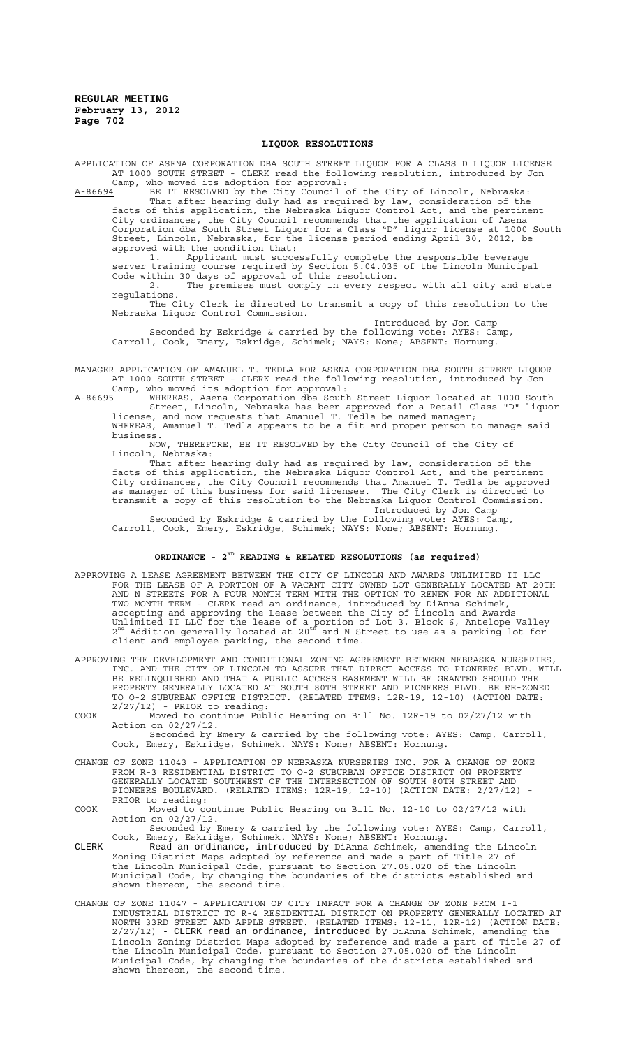**REGULAR MEETING**
**February 13, 2012**
**Page 702**

## LIQUOR RESOLUTIONS

APPLICATION OF ASENA CORPORATION DBA SOUTH STREET LIQUOR FOR A CLASS D LIQUOR LICENSE AT 1000 SOUTH STREET - CLERK read the following resolution, introduced by Jon Camp, who moved its adoption for approval:

A-86694 BE IT RESOLVED by the City Council of the City of Lincoln, Nebraska:

That after hearing duly had as required by law, consideration of the facts of this application, the Nebraska Liquor Control Act, and the pertinent City ordinances, the City Council recommends that the application of Asena Corporation dba South Street Liquor for a Class "D" liquor license at 1000 South Street, Lincoln, Nebraska, for the license period ending April 30, 2012, be approved with the condition that:

1. Applicant must successfully complete the responsible beverage server training course required by Section 5.04.035 of the Lincoln Municipal Code within 30 days of approval of this resolution.
2. The premises must comply in every respect with all city and state regulations.

The City Clerk is directed to transmit a copy of this resolution to the Nebraska Liquor Control Commission.

Introduced by Jon Camp

Seconded by Eskridge & carried by the following vote: AYES: Camp, Carroll, Cook, Emery, Eskridge, Schimek; NAYS: None; ABSENT: Hornung.

MANAGER APPLICATION OF AMANUEL T. TEDLA FOR ASENA CORPORATION DBA SOUTH STREET LIQUOR AT 1000 SOUTH STREET - CLERK read the following resolution, introduced by Jon Camp, who moved its adoption for approval:

A-86695 WHEREAS, Asena Corporation dba South Street Liquor located at 1000 South Street, Lincoln, Nebraska has been approved for a Retail Class "D" liquor license, and now requests that Amanuel T. Tedla be named manager;

WHEREAS, Amanuel T. Tedla appears to be a fit and proper person to manage said business.

NOW, THEREFORE, BE IT RESOLVED by the City Council of the City of Lincoln, Nebraska:

That after hearing duly had as required by law, consideration of the facts of this application, the Nebraska Liquor Control Act, and the pertinent City ordinances, the City Council recommends that Amanuel T. Tedla be approved as manager of this business for said licensee. The City Clerk is directed to transmit a copy of this resolution to the Nebraska Liquor Control Commission.

Introduced by Jon Camp

Seconded by Eskridge & carried by the following vote: AYES: Camp, Carroll, Cook, Emery, Eskridge, Schimek; NAYS: None; ABSENT: Hornung.

## ORDINANCE - 2ND READING & RELATED RESOLUTIONS (as required)

APPROVING A LEASE AGREEMENT BETWEEN THE CITY OF LINCOLN AND AWARDS UNLIMITED II LLC FOR THE LEASE OF A PORTION OF A VACANT CITY OWNED LOT GENERALLY LOCATED AT 20TH AND N STREETS FOR A FOUR MONTH TERM WITH THE OPTION TO RENEW FOR AN ADDITIONAL TWO MONTH TERM - CLERK read an ordinance, introduced by DiAnna Schimek, accepting and approving the Lease between the City of Lincoln and Awards Unlimited II LLC for the lease of a portion of Lot 3, Block 6, Antelope Valley 2nd Addition generally located at 20th and N Street to use as a parking lot for client and employee parking, the second time.

APPROVING THE DEVELOPMENT AND CONDITIONAL ZONING AGREEMENT BETWEEN NEBRASKA NURSERIES, INC. AND THE CITY OF LINCOLN TO ASSURE THAT DIRECT ACCESS TO PIONEERS BLVD. WILL BE RELINQUISHED AND THAT A PUBLIC ACCESS EASEMENT WILL BE GRANTED SHOULD THE PROPERTY GENERALLY LOCATED AT SOUTH 80TH STREET AND PIONEERS BLVD. BE RE-ZONED TO O-2 SUBURBAN OFFICE DISTRICT. (RELATED ITEMS: 12R-19, 12-10) (ACTION DATE: 2/27/12) - PRIOR to reading:

COOK Moved to continue Public Hearing on Bill No. 12R-19 to 02/27/12 with Action on 02/27/12.

Seconded by Emery & carried by the following vote: AYES: Camp, Carroll, Cook, Emery, Eskridge, Schimek. NAYS: None; ABSENT: Hornung.

CHANGE OF ZONE 11043 - APPLICATION OF NEBRASKA NURSERIES INC. FOR A CHANGE OF ZONE FROM R-3 RESIDENTIAL DISTRICT TO O-2 SUBURBAN OFFICE DISTRICT ON PROPERTY GENERALLY LOCATED SOUTHWEST OF THE INTERSECTION OF SOUTH 80TH STREET AND PIONEERS BOULEVARD. (RELATED ITEMS: 12R-19, 12-10) (ACTION DATE: 2/27/12) - PRIOR to reading:

COOK Moved to continue Public Hearing on Bill No. 12-10 to 02/27/12 with Action on 02/27/12.

Seconded by Emery & carried by the following vote: AYES: Camp, Carroll, Cook, Emery, Eskridge, Schimek. NAYS: None; ABSENT: Hornung.

CLERK Read an ordinance, introduced by DiAnna Schimek, amending the Lincoln Zoning District Maps adopted by reference and made a part of Title 27 of the Lincoln Municipal Code, pursuant to Section 27.05.020 of the Lincoln Municipal Code, by changing the boundaries of the districts established and shown thereon, the second time.

CHANGE OF ZONE 11047 - APPLICATION OF CITY IMPACT FOR A CHANGE OF ZONE FROM I-1 INDUSTRIAL DISTRICT TO R-4 RESIDENTIAL DISTRICT ON PROPERTY GENERALLY LOCATED AT NORTH 33RD STREET AND APPLE STREET. (RELATED ITEMS: 12-11, 12R-12) (ACTION DATE: 2/27/12) - CLERK read an ordinance, introduced by DiAnna Schimek, amending the Lincoln Zoning District Maps adopted by reference and made a part of Title 27 of the Lincoln Municipal Code, pursuant to Section 27.05.020 of the Lincoln Municipal Code, by changing the boundaries of the districts established and shown thereon, the second time.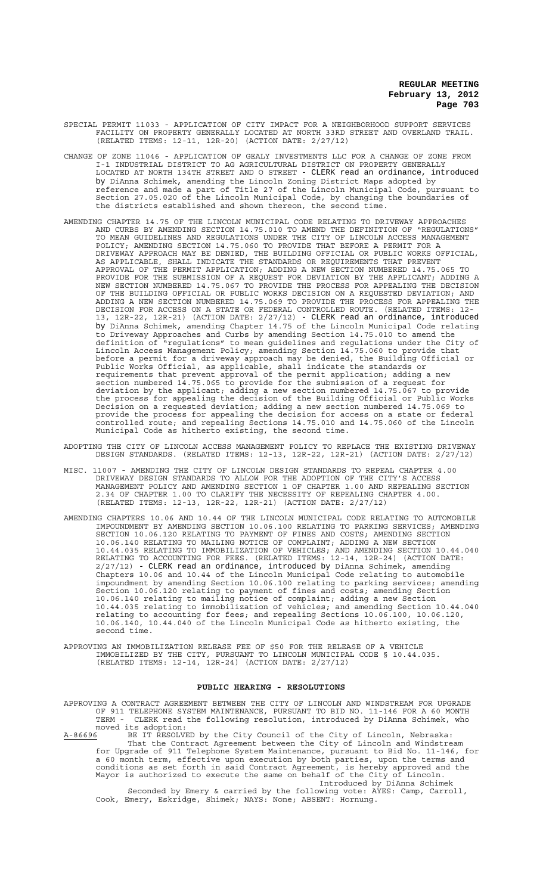SPECIAL PERMIT 11033 - APPLICATION OF CITY IMPACT FOR A NEIGHBORHOOD SUPPORT SERVICES FACILITY ON PROPERTY GENERALLY LOCATED AT NORTH 33RD STREET AND OVERLAND TRAIL. (RELATED ITEMS: 12-11, 12R-20) (ACTION DATE: 2/27/12)

CHANGE OF ZONE 11046 - APPLICATION OF GEALY INVESTMENTS LLC FOR A CHANGE OF ZONE FROM I-1 INDUSTRIAL DISTRICT TO AG AGRICULTURAL DISTRICT ON PROPERTY GENERALLY LOCATED AT NORTH 134TH STREET AND O STREET - CLERK read an ordinance, introduced by DiAnna Schimek, amending the Lincoln Zoning District Maps adopted by reference and made a part of Title 27 of the Lincoln Municipal Code, pursuant to Section 27.05.020 of the Lincoln Municipal Code, by changing the boundaries of the districts established and shown thereon, the second time.

AMENDING CHAPTER 14.75 OF THE LINCOLN MUNICIPAL CODE RELATING TO DRIVEWAY APPROACHES AND CURBS BY AMENDING SECTION 14.75.010 TO AMEND THE DEFINITION OF "REGULATIONS" TO MEAN GUIDELINES AND REGULATIONS UNDER THE CITY OF LINCOLN ACCESS MANAGEMENT POLICY; AMENDING SECTION 14.75.060 TO PROVIDE THAT BEFORE A PERMIT FOR A DRIVEWAY APPROACH MAY BE DENIED, THE BUILDING OFFICIAL OR PUBLIC WORKS OFFICIAL, AS APPLICABLE, SHALL INDICATE THE STANDARDS OR REQUIREMENTS THAT PREVENT APPROVAL OF THE PERMIT APPLICATION; ADDING A NEW SECTION NUMBERED 14.75.065 TO PROVIDE FOR THE SUBMISSION OF A REQUEST FOR DEVIATION BY THE APPLICANT; ADDING A NEW SECTION NUMBERED 14.75.067 TO PROVIDE THE PROCESS FOR APPEALING THE DECISION OF THE BUILDING OFFICIAL OR PUBLIC WORKS DECISION ON A REQUESTED DEVIATION; AND ADDING A NEW SECTION NUMBERED 14.75.069 TO PROVIDE THE PROCESS FOR APPEALING THE DECISION FOR ACCESS ON A STATE OR FEDERAL CONTROLLED ROUTE. (RELATED ITEMS: 12-13, 12R-22, 12R-21) (ACTION DATE: 2/27/12) - CLERK read an ordinance, introduced by DiAnna Schimek, amending Chapter 14.75 of the Lincoln Municipal Code relating to Driveway Approaches and Curbs by amending Section 14.75.010 to amend the definition of "regulations" to mean guidelines and regulations under the City of Lincoln Access Management Policy; amending Section 14.75.060 to provide that before a permit for a driveway approach may be denied, the Building Official or Public Works Official, as applicable, shall indicate the standards or requirements that prevent approval of the permit application; adding a new section numbered 14.75.065 to provide for the submission of a request for deviation by the applicant; adding a new section numbered 14.75.067 to provide the process for appealing the decision of the Building Official or Public Works Decision on a requested deviation; adding a new section numbered 14.75.069 to provide the process for appealing the decision for access on a state or federal controlled route; and repealing Sections 14.75.010 and 14.75.060 of the Lincoln Municipal Code as hitherto existing, the second time.

ADOPTING THE CITY OF LINCOLN ACCESS MANAGEMENT POLICY TO REPLACE THE EXISTING DRIVEWAY DESIGN STANDARDS. (RELATED ITEMS: 12-13, 12R-22, 12R-21) (ACTION DATE: 2/27/12)

MISC. 11007 - AMENDING THE CITY OF LINCOLN DESIGN STANDARDS TO REPEAL CHAPTER 4.00 DRIVEWAY DESIGN STANDARDS TO ALLOW FOR THE ADOPTION OF THE CITY'S ACCESS MANAGEMENT POLICY AND AMENDING SECTION 1 OF CHAPTER 1.00 AND REPEALING SECTION 2.34 OF CHAPTER 1.00 TO CLARIFY THE NECESSITY OF REPEALING CHAPTER 4.00. (RELATED ITEMS: 12-13, 12R-22, 12R-21) (ACTION DATE: 2/27/12)

AMENDING CHAPTERS 10.06 AND 10.44 OF THE LINCOLN MUNICIPAL CODE RELATING TO AUTOMOBILE IMPOUNDMENT BY AMENDING SECTION 10.06.100 RELATING TO PARKING SERVICES; AMENDING SECTION 10.06.120 RELATING TO PAYMENT OF FINES AND COSTS; AMENDING SECTION 10.06.140 RELATING TO MAILING NOTICE OF COMPLAINT; ADDING A NEW SECTION 10.44.035 RELATING TO IMMOBILIZATION OF VEHICLES; AND AMENDING SECTION 10.44.040 RELATING TO ACCOUNTING FOR FEES. (RELATED ITEMS: 12-14, 12R-24) (ACTION DATE: 2/27/12) - CLERK read an ordinance, introduced by DiAnna Schimek, amending Chapters 10.06 and 10.44 of the Lincoln Municipal Code relating to automobile impoundment by amending Section 10.06.100 relating to parking services; amending Section 10.06.120 relating to payment of fines and costs; amending Section 10.06.140 relating to mailing notice of complaint; adding a new Section 10.44.035 relating to immobilization of vehicles; and amending Section 10.44.040 relating to accounting for fees; and repealing Sections 10.06.100, 10.06.120, 10.06.140, 10.44.040 of the Lincoln Municipal Code as hitherto existing, the second time.

APPROVING AN IMMOBILIZATION RELEASE FEE OF $50 FOR THE RELEASE OF A VEHICLE IMMOBILIZED BY THE CITY, PURSUANT TO LINCOLN MUNICIPAL CODE § 10.44.035. (RELATED ITEMS: 12-14, 12R-24) (ACTION DATE: 2/27/12)

## PUBLIC HEARING - RESOLUTIONS

APPROVING A CONTRACT AGREEMENT BETWEEN THE CITY OF LINCOLN AND WINDSTREAM FOR UPGRADE OF 911 TELEPHONE SYSTEM MAINTENANCE, PURSUANT TO BID NO. 11-146 FOR A 60 MONTH TERM - CLERK read the following resolution, introduced by DiAnna Schimek, who moved its adoption:

A-86696 BE IT RESOLVED by the City Council of the City of Lincoln, Nebraska:

That the Contract Agreement between the City of Lincoln and Windstream for Upgrade of 911 Telephone System Maintenance, pursuant to Bid No. 11-146, for a 60 month term, effective upon execution by both parties, upon the terms and conditions as set forth in said Contract Agreement, is hereby approved and the Mayor is authorized to execute the same on behalf of the City of Lincoln.

Introduced by DiAnna Schimek

Seconded by Emery & carried by the following vote: AYES: Camp, Carroll, Cook, Emery, Eskridge, Shimek; NAYS: None; ABSENT: Hornung.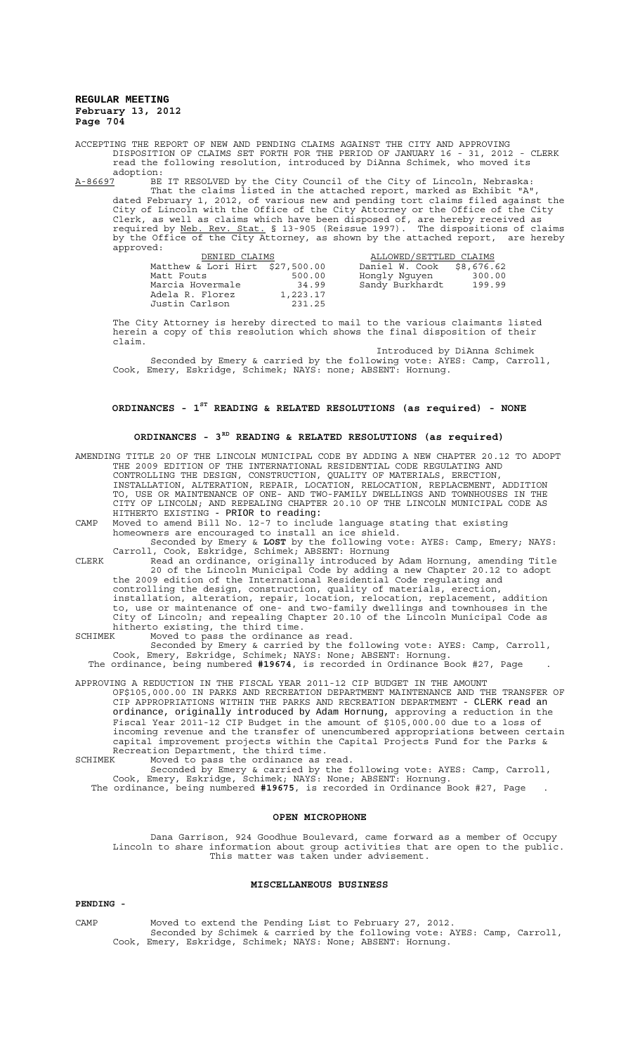ACCEPTING THE REPORT OF NEW AND PENDING CLAIMS AGAINST THE CITY AND APPROVING DISPOSITION OF CLAIMS SET FORTH FOR THE PERIOD OF JANUARY 16 - 31, 2012 - CLERK read the following resolution, introduced by DiAnna Schimek, who moved its adoption:

A-86697 BE IT RESOLVED by the City Council of the City of Lincoln, Nebraska: That the claims listed in the attached report, marked as Exhibit "A", dated February 1, 2012, of various new and pending tort claims filed against the City of Lincoln with the Office of the City Attorney or the Office of the City Clerk, as well as claims which have been disposed of, are hereby received as required by Neb. Rev. Stat. § 13-905 (Reissue 1997). The dispositions of claims by the Office of the City Attorney, as shown by the attached report, are hereby approved:

| DENIED CLAIMS | | ALLOWED/SETTLED CLAIMS | |
|---|---|---|---|
| Matthew & Lori Hirt | $27,500.00 | Daniel W. Cook | $8,676.62 |
| Matt Fouts | 500.00 | Hongly Nguyen | 300.00 |
| Marcia Hovermale | 34.99 | Sandy Burkhardt | 199.99 |
| Adela R. Florez | 1,223.17 | | |
| Justin Carlson | 231.25 | | |

The City Attorney is hereby directed to mail to the various claimants listed herein a copy of this resolution which shows the final disposition of their claim.

Introduced by DiAnna Schimek

Seconded by Emery & carried by the following vote: AYES: Camp, Carroll, Cook, Emery, Eskridge, Schimek; NAYS: none; ABSENT: Hornung.

## ORDINANCES - 1ST READING & RELATED RESOLUTIONS (as required) - NONE

## ORDINANCES - 3RD READING & RELATED RESOLUTIONS (as required)

AMENDING TITLE 20 OF THE LINCOLN MUNICIPAL CODE BY ADDING A NEW CHAPTER 20.12 TO ADOPT THE 2009 EDITION OF THE INTERNATIONAL RESIDENTIAL CODE REGULATING AND CONTROLLING THE DESIGN, CONSTRUCTION, QUALITY OF MATERIALS, ERECTION, INSTALLATION, ALTERATION, REPAIR, LOCATION, RELOCATION, REPLACEMENT, ADDITION TO, USE OR MAINTENANCE OF ONE- AND TWO-FAMILY DWELLINGS AND TOWNHOUSES IN THE CITY OF LINCOLN; AND REPEALING CHAPTER 20.10 OF THE LINCOLN MUNICIPAL CODE AS HITHERTO EXISTING - PRIOR to reading:

CAMP Moved to amend Bill No. 12-7 to include language stating that existing homeowners are encouraged to install an ice shield.

Seconded by Emery & **LOST** by the following vote: AYES: Camp, Emery; NAYS: Carroll, Cook, Eskridge, Schimek; ABSENT: Hornung

CLERK Read an ordinance, originally introduced by Adam Hornung, amending Title 20 of the Lincoln Municipal Code by adding a new Chapter 20.12 to adopt the 2009 edition of the International Residential Code regulating and controlling the design, construction, quality of materials, erection, installation, alteration, repair, location, relocation, replacement, addition to, use or maintenance of one- and two-family dwellings and townhouses in the City of Lincoln; and repealing Chapter 20.10 of the Lincoln Municipal Code as hitherto existing, the third time.

SCHIMEK Moved to pass the ordinance as read.

Seconded by Emery & carried by the following vote: AYES: Camp, Carroll, Cook, Emery, Eskridge, Schimek; NAYS: None; ABSENT: Hornung.

The ordinance, being numbered **#19674**, is recorded in Ordinance Book #27, Page .

APPROVING A REDUCTION IN THE FISCAL YEAR 2011-12 CIP BUDGET IN THE AMOUNT OF$105,000.00 IN PARKS AND RECREATION DEPARTMENT MAINTENANCE AND THE TRANSFER OF CIP APPROPRIATIONS WITHIN THE PARKS AND RECREATION DEPARTMENT - CLERK read an ordinance, originally introduced by Adam Hornung, approving a reduction in the Fiscal Year 2011-12 CIP Budget in the amount of $105,000.00 due to a loss of incoming revenue and the transfer of unencumbered appropriations between certain capital improvement projects within the Capital Projects Fund for the Parks & Recreation Department, the third time.

SCHIMEK Moved to pass the ordinance as read.

Seconded by Emery & carried by the following vote: AYES: Camp, Carroll, Cook, Emery, Eskridge, Schimek; NAYS: None; ABSENT: Hornung.

The ordinance, being numbered **#19675**, is recorded in Ordinance Book #27, Page .

## OPEN MICROPHONE

Dana Garrison, 924 Goodhue Boulevard, came forward as a member of Occupy Lincoln to share information about group activities that are open to the public. This matter was taken under advisement.

## MISCELLANEOUS BUSINESS

**PENDING -**

CAMP Moved to extend the Pending List to February 27, 2012.

Seconded by Schimek & carried by the following vote: AYES: Camp, Carroll, Cook, Emery, Eskridge, Schimek; NAYS: None; ABSENT: Hornung.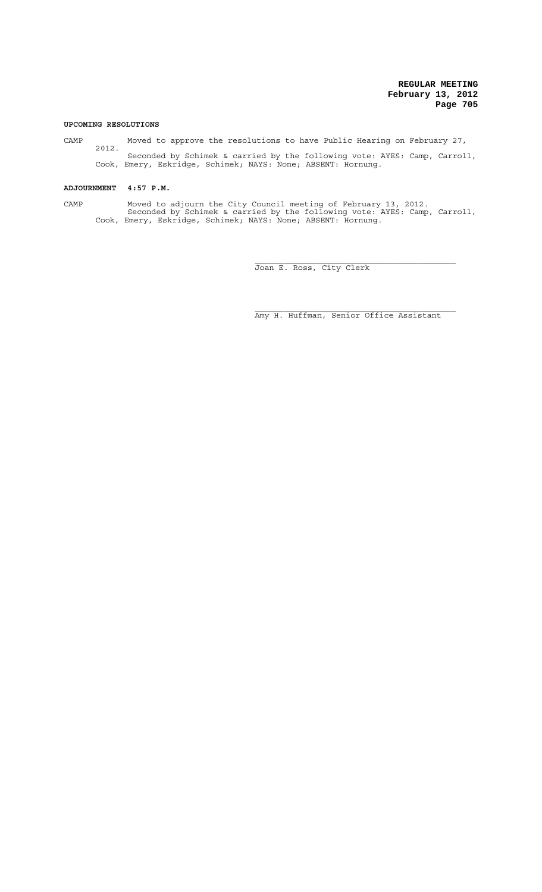**UPCOMING RESOLUTIONS**

CAMP Moved to approve the resolutions to have Public Hearing on February 27, 2012.

Seconded by Schimek & carried by the following vote: AYES: Camp, Carroll, Cook, Emery, Eskridge, Schimek; NAYS: None; ABSENT: Hornung.

**ADJOURNMENT 4:57 P.M.**

CAMP Moved to adjourn the City Council meeting of February 13, 2012.

Seconded by Schimek & carried by the following vote: AYES: Camp, Carroll, Cook, Emery, Eskridge, Schimek; NAYS: None; ABSENT: Hornung.

\_\_\_\_\_\_\_\_\_\_\_\_\_\_\_\_\_\_\_\_\_\_\_\_\_\_\_\_\_\_\_\_\_\_\_\_\_\_\_\_\_\_

Joan E. Ross, City Clerk

\_\_\_\_\_\_\_\_\_\_\_\_\_\_\_\_\_\_\_\_\_\_\_\_\_\_\_\_\_\_\_\_\_\_\_\_\_\_\_\_\_\_

Amy H. Huffman, Senior Office Assistant